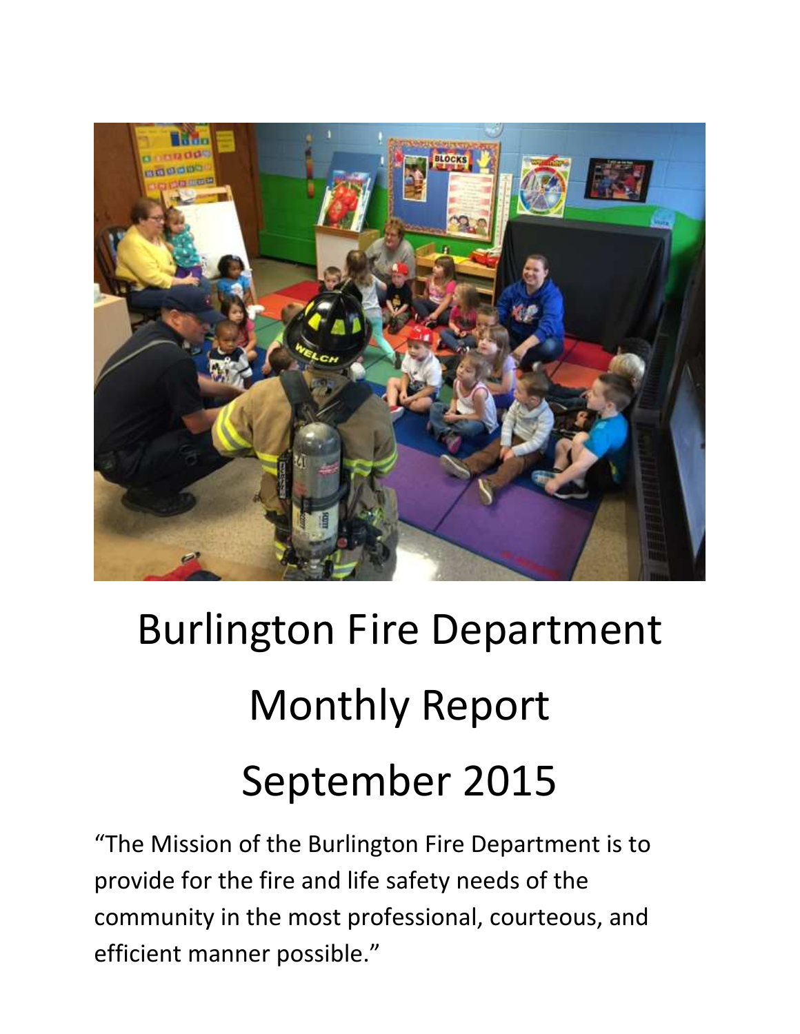# Burlington Fire Department

# Monthly Report

# September 2015

"The Mission of the Burlington Fire Department is to provide for the fire and life safety needs of the community in the most professional, courteous, and efficient manner possible."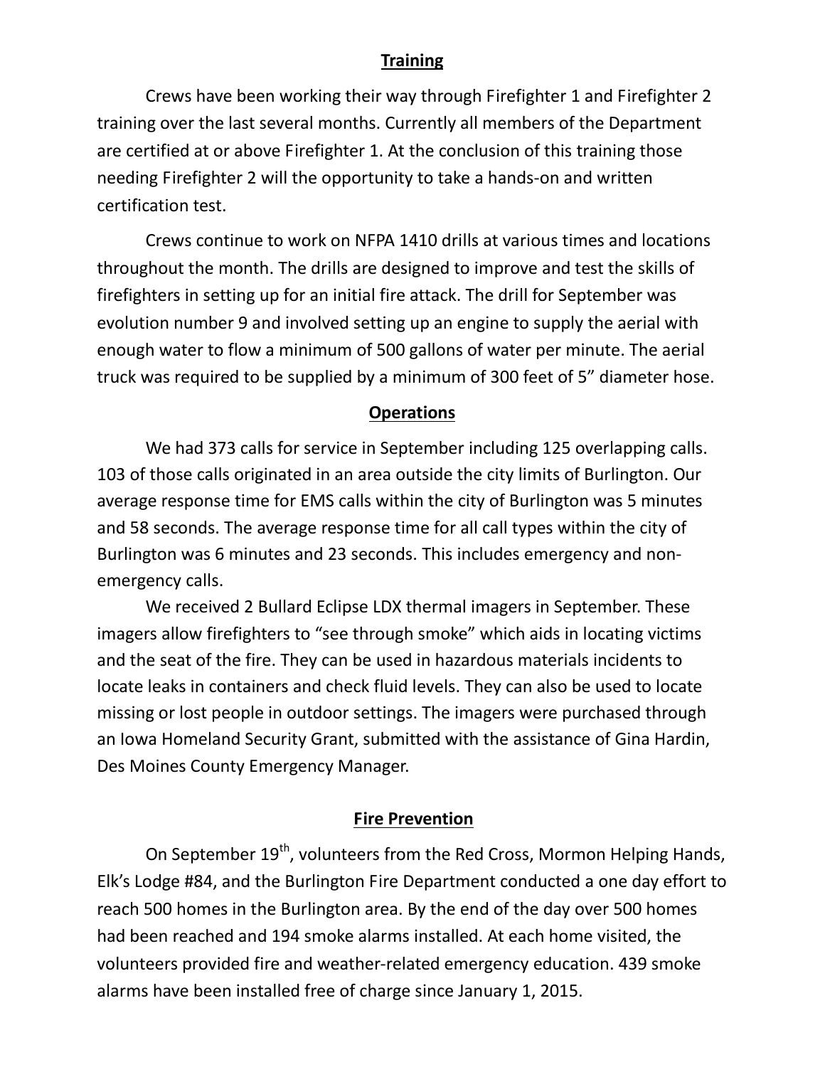## Training

Crews have been working their way through Firefighter 1 and Firefighter 2 training over the last several months. Currently all members of the Department are certified at or above Firefighter 1. At the conclusion of this training those needing Firefighter 2 will the opportunity to take a hands-on and written certification test.

Crews continue to work on NFPA 1410 drills at various times and locations throughout the month. The drills are designed to improve and test the skills of firefighters in setting up for an initial fire attack. The drill for September was evolution number 9 and involved setting up an engine to supply the aerial with enough water to flow a minimum of 500 gallons of water per minute. The aerial truck was required to be supplied by a minimum of 300 feet of 5" diameter hose.

## Operations

We had 373 calls for service in September including 125 overlapping calls. 103 of those calls originated in an area outside the city limits of Burlington. Our average response time for EMS calls within the city of Burlington was 5 minutes and 58 seconds. The average response time for all call types within the city of Burlington was 6 minutes and 23 seconds. This includes emergency and non-emergency calls.

We received 2 Bullard Eclipse LDX thermal imagers in September. These imagers allow firefighters to "see through smoke" which aids in locating victims and the seat of the fire. They can be used in hazardous materials incidents to locate leaks in containers and check fluid levels. They can also be used to locate missing or lost people in outdoor settings. The imagers were purchased through an Iowa Homeland Security Grant, submitted with the assistance of Gina Hardin, Des Moines County Emergency Manager.

## Fire Prevention

On September 19th, volunteers from the Red Cross, Mormon Helping Hands, Elk's Lodge #84, and the Burlington Fire Department conducted a one day effort to reach 500 homes in the Burlington area. By the end of the day over 500 homes had been reached and 194 smoke alarms installed. At each home visited, the volunteers provided fire and weather-related emergency education. 439 smoke alarms have been installed free of charge since January 1, 2015.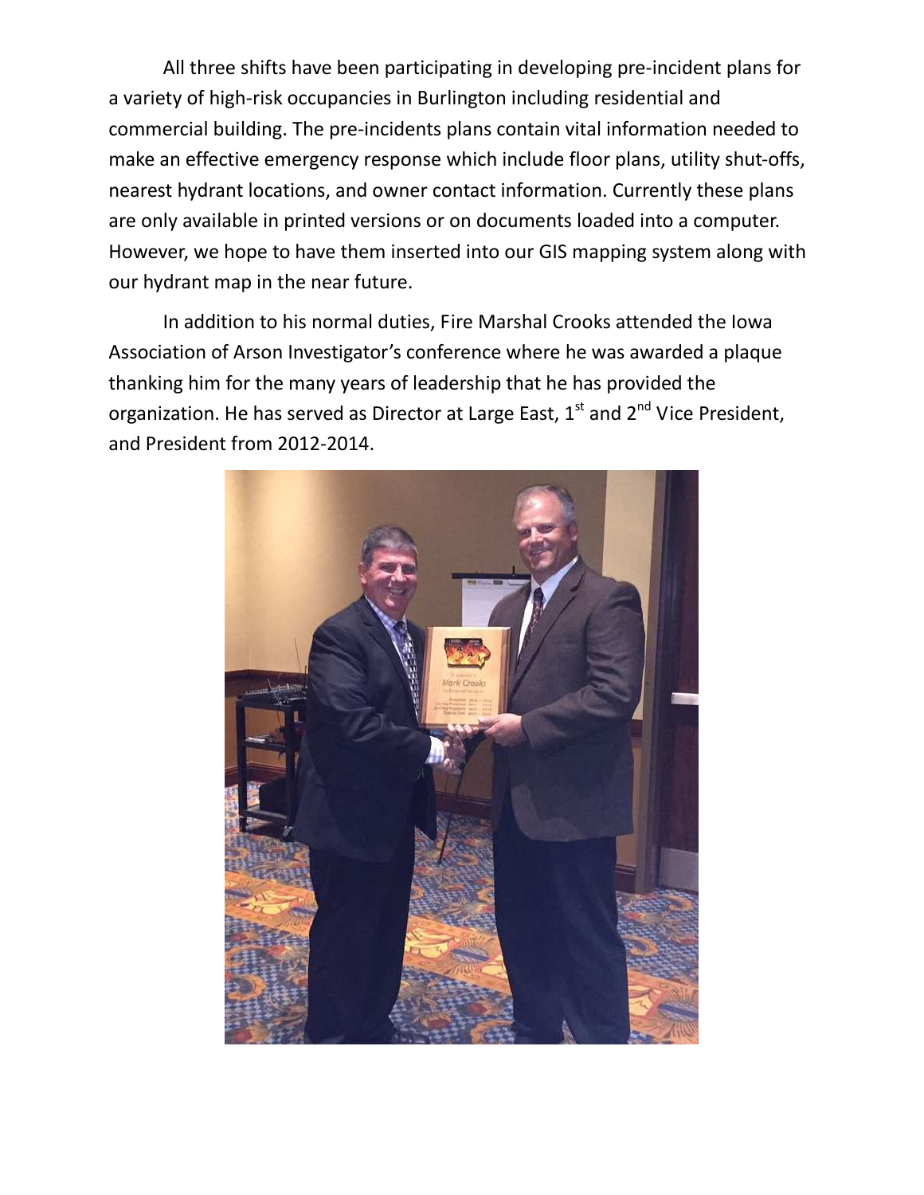All three shifts have been participating in developing pre-incident plans for a variety of high-risk occupancies in Burlington including residential and commercial building. The pre-incidents plans contain vital information needed to make an effective emergency response which include floor plans, utility shut-offs, nearest hydrant locations, and owner contact information. Currently these plans are only available in printed versions or on documents loaded into a computer. However, we hope to have them inserted into our GIS mapping system along with our hydrant map in the near future.

In addition to his normal duties, Fire Marshal Crooks attended the Iowa Association of Arson Investigator's conference where he was awarded a plaque thanking him for the many years of leadership that he has provided the organization. He has served as Director at Large East, 1st and 2nd Vice President, and President from 2012-2014.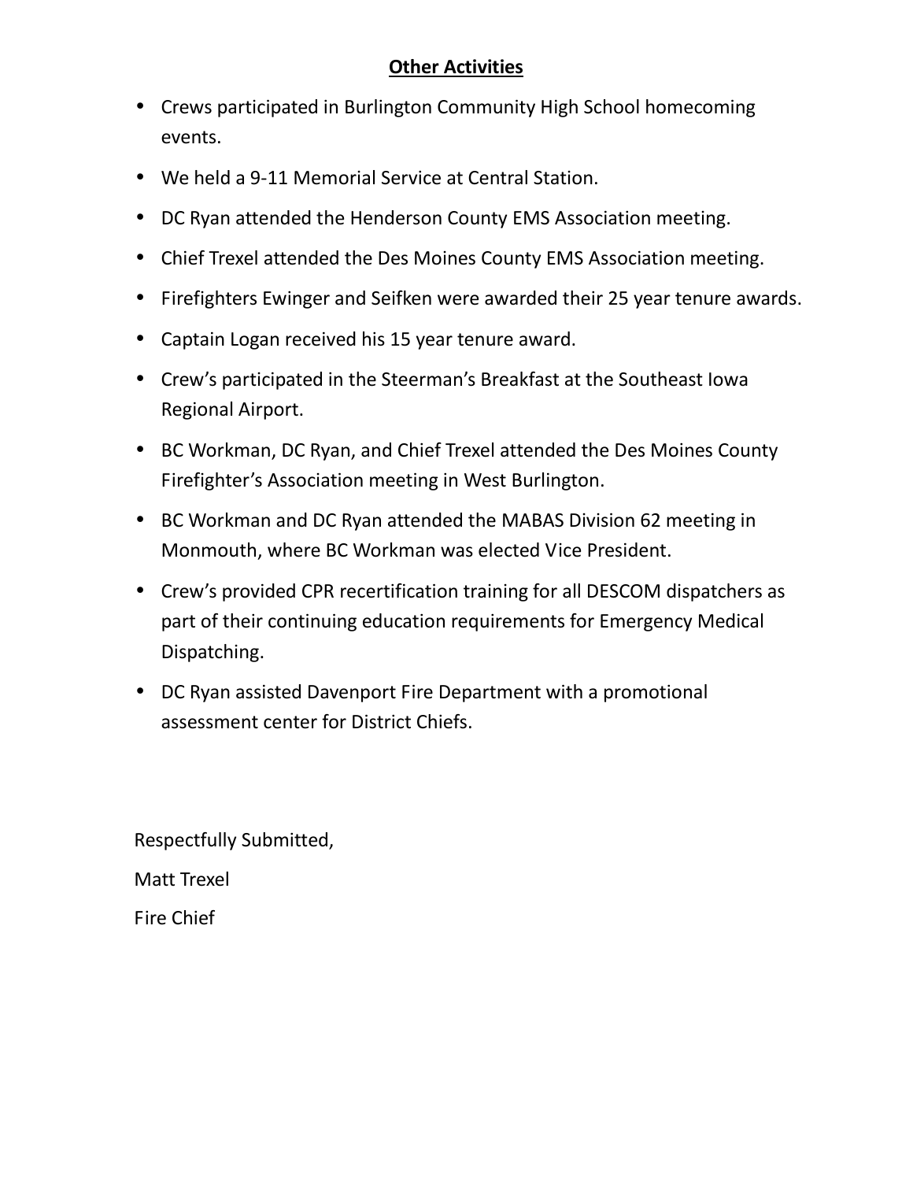## Other Activities

- Crews participated in Burlington Community High School homecoming events.
- We held a 9-11 Memorial Service at Central Station.
- DC Ryan attended the Henderson County EMS Association meeting.
- Chief Trexel attended the Des Moines County EMS Association meeting.
- Firefighters Ewinger and Seifken were awarded their 25 year tenure awards.
- Captain Logan received his 15 year tenure award.
- Crew's participated in the Steerman's Breakfast at the Southeast Iowa Regional Airport.
- BC Workman, DC Ryan, and Chief Trexel attended the Des Moines County Firefighter's Association meeting in West Burlington.
- BC Workman and DC Ryan attended the MABAS Division 62 meeting in Monmouth, where BC Workman was elected Vice President.
- Crew's provided CPR recertification training for all DESCOM dispatchers as part of their continuing education requirements for Emergency Medical Dispatching.
- DC Ryan assisted Davenport Fire Department with a promotional assessment center for District Chiefs.

Respectfully Submitted,

Matt Trexel

Fire Chief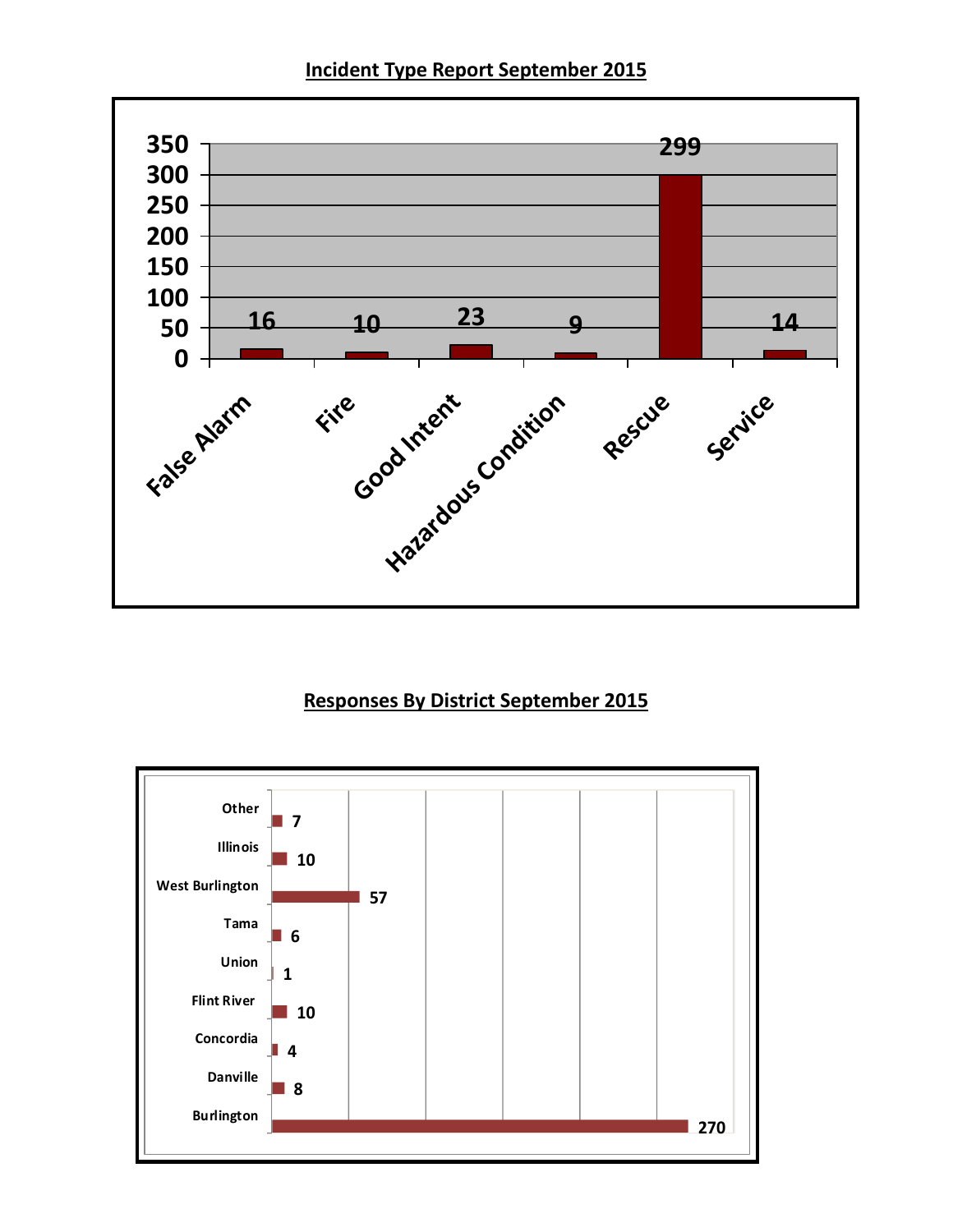## Incident Type Report September 2015

| Incident Type | Count |
|---|---|
| False Alarm | 16 |
| Fire | 10 |
| Good Intent | 23 |
| Hazardous Condition | 9 |
| Rescue | 299 |
| Service | 14 |

## Responses By District September 2015

| District | Responses |
|---|---|
| Other | 7 |
| Illinois | 10 |
| West Burlington | 57 |
| Tama | 6 |
| Union | 1 |
| Flint River | 10 |
| Concordia | 4 |
| Danville | 8 |
| Burlington | 270 |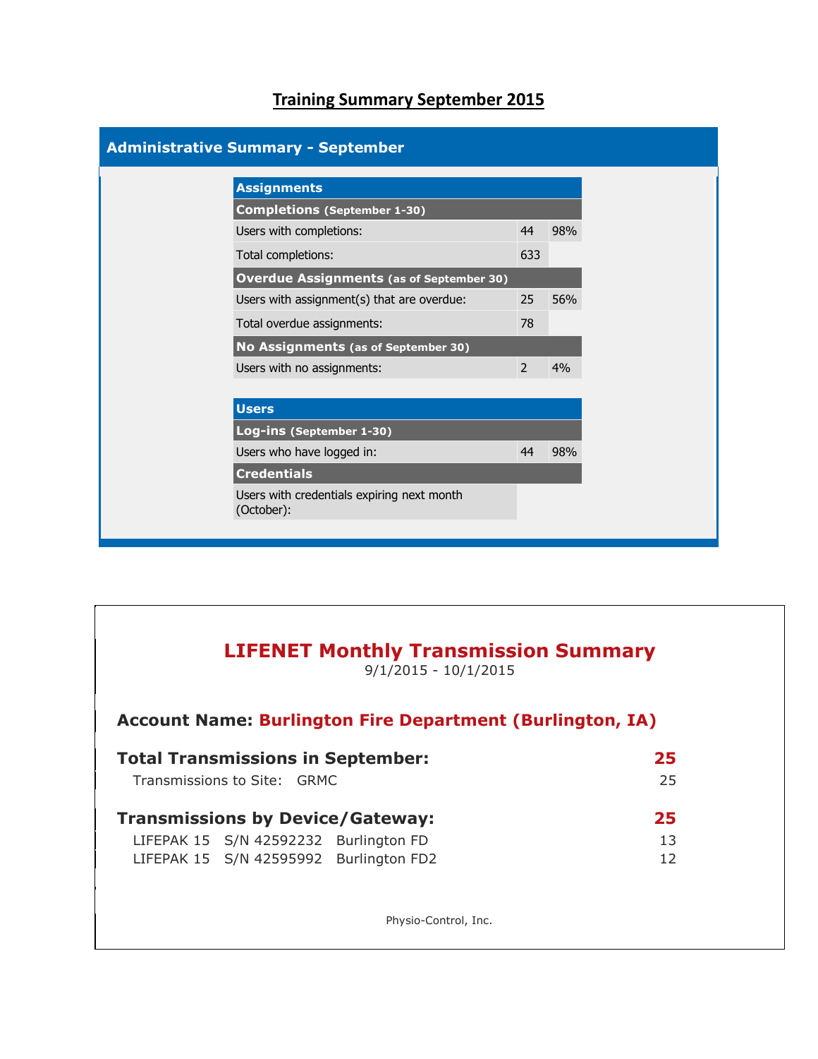# Training Summary September 2015

## Administrative Summary - September

| Assignments | | |
|---|---|---|
| **Completions** (September 1-30) | | |
| Users with completions: | 44 | 98% |
| Total completions: | 633 | |
| **Overdue Assignments** (as of September 30) | | |
| Users with assignment(s) that are overdue: | 25 | 56% |
| Total overdue assignments: | 78 | |
| **No Assignments** (as of September 30) | | |
| Users with no assignments: | 2 | 4% |

| Users | | |
|---|---|---|
| **Log-ins** (September 1-30) | | |
| Users who have logged in: | 44 | 98% |
| **Credentials** | | |
| Users with credentials expiring next month (October): | | |

## LIFENET Monthly Transmission Summary

9/1/2015 - 10/1/2015

**Account Name: Burlington Fire Department (Burlington, IA)**

| | | | |
|---|---|---|---|
| **Total Transmissions in September:** | | | **25** |
| Transmissions to Site: | GRMC | | 25 |
| **Transmissions by Device/Gateway:** | | | **25** |
| LIFEPAK 15 | S/N 42592232 | Burlington FD | 13 |
| LIFEPAK 15 | S/N 42595992 | Burlington FD2 | 12 |

Physio-Control, Inc.